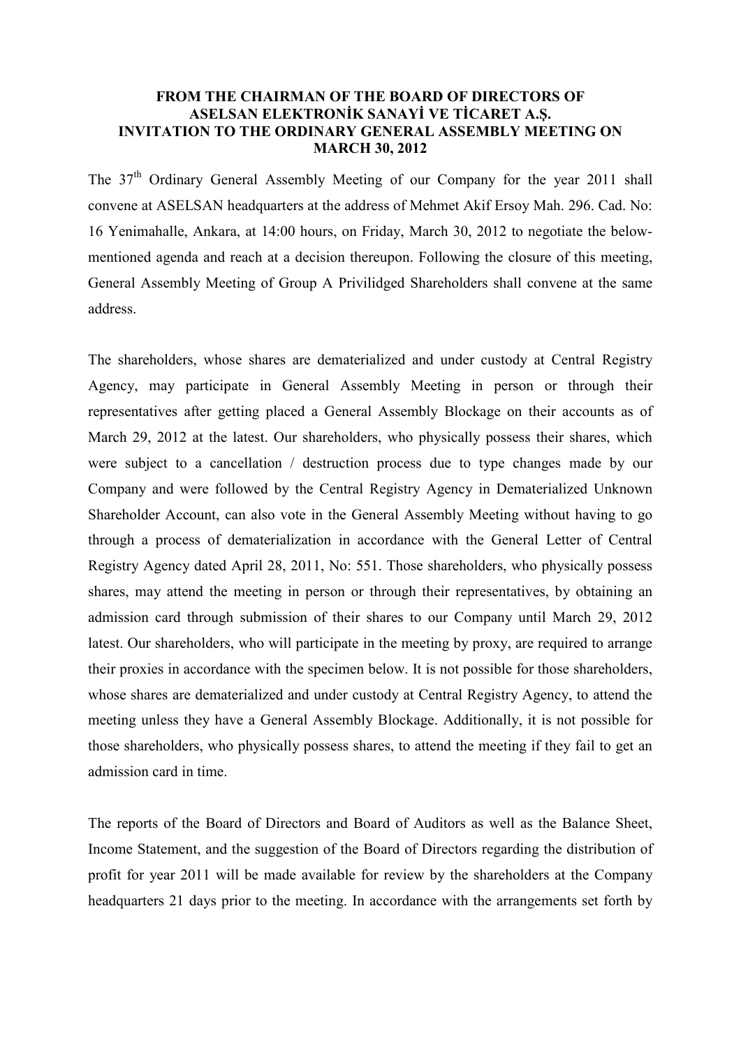**FROM THE CHAIRMAN OF THE BOARD OF DIRECTORS OF ASELSAN ELEKTRONİK SANAYİ VE TİCARET A.Ş. INVITATION TO THE ORDINARY GENERAL ASSEMBLY MEETING ON MARCH 30, 2012**

The 37th Ordinary General Assembly Meeting of our Company for the year 2011 shall convene at ASELSAN headquarters at the address of Mehmet Akif Ersoy Mah. 296. Cad. No: 16 Yenimahalle, Ankara, at 14:00 hours, on Friday, March 30, 2012 to negotiate the below-mentioned agenda and reach at a decision thereupon. Following the closure of this meeting, General Assembly Meeting of Group A Privilidged Shareholders shall convene at the same address.

The shareholders, whose shares are dematerialized and under custody at Central Registry Agency, may participate in General Assembly Meeting in person or through their representatives after getting placed a General Assembly Blockage on their accounts as of March 29, 2012 at the latest. Our shareholders, who physically possess their shares, which were subject to a cancellation / destruction process due to type changes made by our Company and were followed by the Central Registry Agency in Dematerialized Unknown Shareholder Account, can also vote in the General Assembly Meeting without having to go through a process of dematerialization in accordance with the General Letter of Central Registry Agency dated April 28, 2011, No: 551. Those shareholders, who physically possess shares, may attend the meeting in person or through their representatives, by obtaining an admission card through submission of their shares to our Company until March 29, 2012 latest. Our shareholders, who will participate in the meeting by proxy, are required to arrange their proxies in accordance with the specimen below. It is not possible for those shareholders, whose shares are dematerialized and under custody at Central Registry Agency, to attend the meeting unless they have a General Assembly Blockage. Additionally, it is not possible for those shareholders, who physically possess shares, to attend the meeting if they fail to get an admission card in time.

The reports of the Board of Directors and Board of Auditors as well as the Balance Sheet, Income Statement, and the suggestion of the Board of Directors regarding the distribution of profit for year 2011 will be made available for review by the shareholders at the Company headquarters 21 days prior to the meeting. In accordance with the arrangements set forth by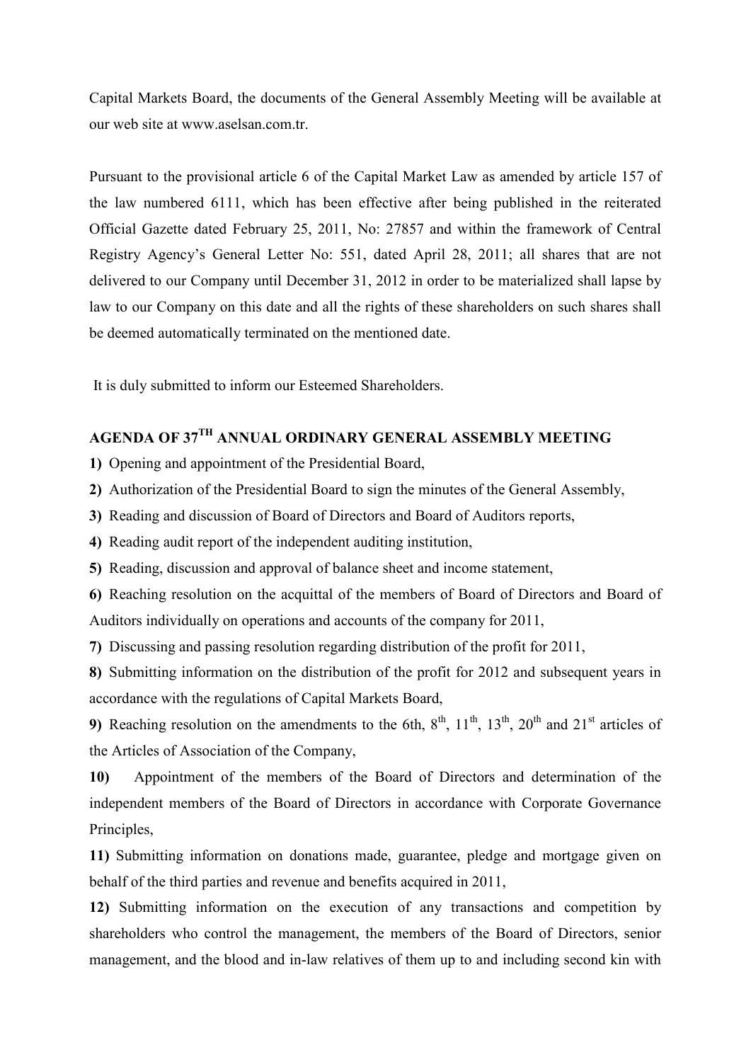Capital Markets Board, the documents of the General Assembly Meeting will be available at our web site at www.aselsan.com.tr.

Pursuant to the provisional article 6 of the Capital Market Law as amended by article 157 of the law numbered 6111, which has been effective after being published in the reiterated Official Gazette dated February 25, 2011, No: 27857 and within the framework of Central Registry Agency's General Letter No: 551, dated April 28, 2011; all shares that are not delivered to our Company until December 31, 2012 in order to be materialized shall lapse by law to our Company on this date and all the rights of these shareholders on such shares shall be deemed automatically terminated on the mentioned date.

It is duly submitted to inform our Esteemed Shareholders.

## AGENDA OF 37TH ANNUAL ORDINARY GENERAL ASSEMBLY MEETING

**1)** Opening and appointment of the Presidential Board,

**2)** Authorization of the Presidential Board to sign the minutes of the General Assembly,

**3)** Reading and discussion of Board of Directors and Board of Auditors reports,

**4)** Reading audit report of the independent auditing institution,

**5)** Reading, discussion and approval of balance sheet and income statement,

**6)** Reaching resolution on the acquittal of the members of Board of Directors and Board of Auditors individually on operations and accounts of the company for 2011,

**7)** Discussing and passing resolution regarding distribution of the profit for 2011,

**8)** Submitting information on the distribution of the profit for 2012 and subsequent years in accordance with the regulations of Capital Markets Board,

**9)** Reaching resolution on the amendments to the 6th, 8th, 11th, 13th, 20th and 21st articles of the Articles of Association of the Company,

**10)** Appointment of the members of the Board of Directors and determination of the independent members of the Board of Directors in accordance with Corporate Governance Principles,

**11)** Submitting information on donations made, guarantee, pledge and mortgage given on behalf of the third parties and revenue and benefits acquired in 2011,

**12)** Submitting information on the execution of any transactions and competition by shareholders who control the management, the members of the Board of Directors, senior management, and the blood and in-law relatives of them up to and including second kin with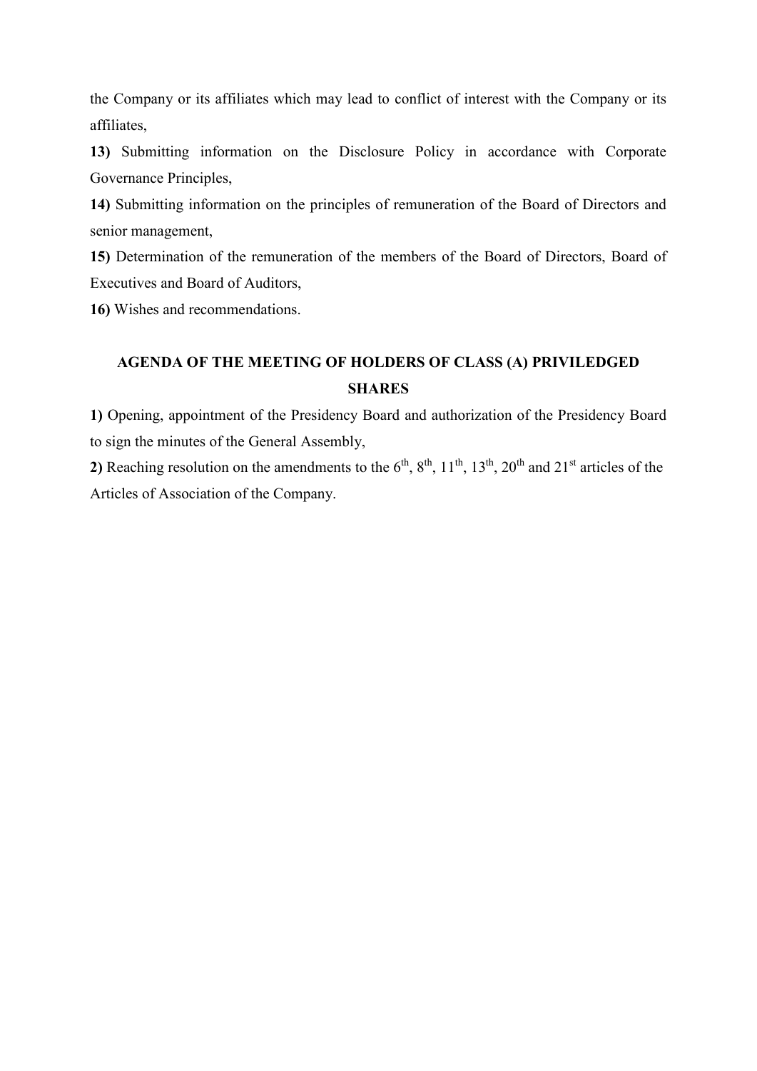the Company or its affiliates which may lead to conflict of interest with the Company or its affiliates,

**13)** Submitting information on the Disclosure Policy in accordance with Corporate Governance Principles,

**14)** Submitting information on the principles of remuneration of the Board of Directors and senior management,

**15)** Determination of the remuneration of the members of the Board of Directors, Board of Executives and Board of Auditors,

**16)** Wishes and recommendations.

## AGENDA OF THE MEETING OF HOLDERS OF CLASS (A) PRIVILEDGED SHARES

**1)** Opening, appointment of the Presidency Board and authorization of the Presidency Board to sign the minutes of the General Assembly,

**2)** Reaching resolution on the amendments to the 6th, 8th, 11th, 13th, 20th and 21st articles of the Articles of Association of the Company.